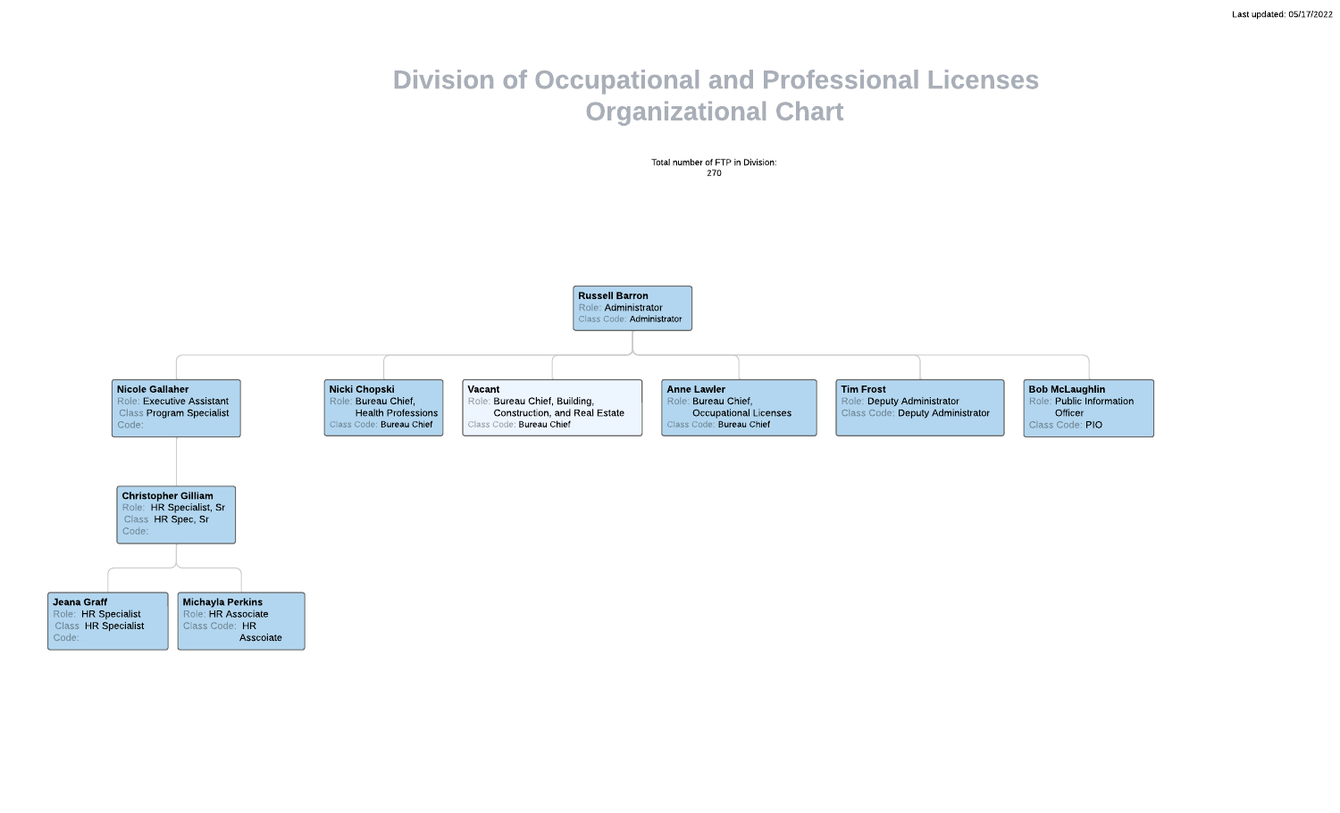Last updated: 05/17/2022

# Division of Occupational and Professional Licenses Organizational Chart

Total number of FTP in Division: 270

**Russell Barron**
Role: Administrator
Class Code: Administrator

- **Nicole Gallaher**
  Role: Executive Assistant
  Class Code: Program Specialist
  - **Christopher Gilliam**
    Role: HR Specialist, Sr
    Class Code: HR Spec, Sr
    - **Jeana Graff**
      Role: HR Specialist
      Class Code: HR Specialist
    - **Michayla Perkins**
      Role: HR Associate
      Class Code: HR Asscoiate
- **Nicki Chopski**
  Role: Bureau Chief, Health Professions
  Class Code: Bureau Chief
- **Vacant**
  Role: Bureau Chief, Building, Construction, and Real Estate
  Class Code: Bureau Chief
- **Anne Lawler**
  Role: Bureau Chief, Occupational Licenses
  Class Code: Bureau Chief
- **Tim Frost**
  Role: Deputy Administrator
  Class Code: Deputy Administrator
- **Bob McLaughlin**
  Role: Public Information Officer
  Class Code: PIO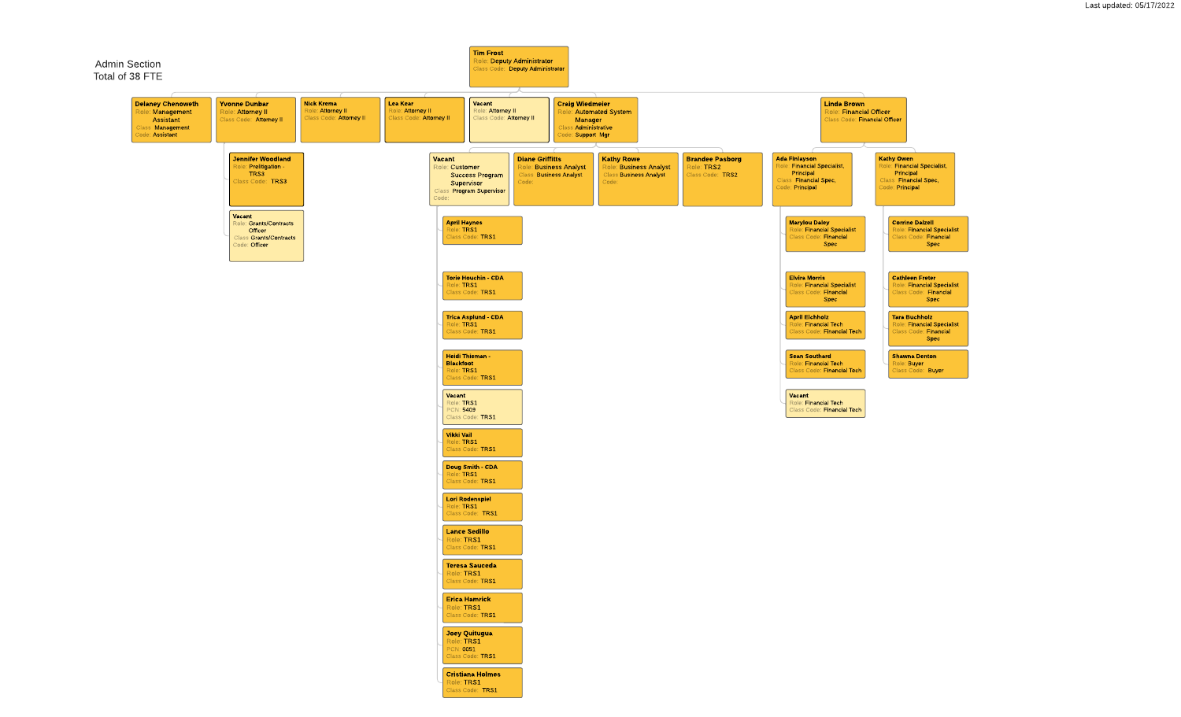Last updated: 05/17/2022

# Admin Section

Total of 38 FTE

- **Tim Frost** — Role: Deputy Administrator; Class Code: Deputy Administrator
  - **Delaney Chenoweth** — Role: Management Assistant; Class Code: Management Assistant
  - **Yvonne Dunbar** — Role: Attorney II; Class Code: Attorney II
    - **Jennifer Woodland** — Role: Prelitigation - TRS3; Class Code: TRS3
    - **Vacant** — Role: Grants/Contracts Officer; Class Code: Grants/Contracts Officer
  - **Nick Krema** — Role: Attorney II; Class Code: Attorney II
  - **Lea Kear** — Role: Attorney II; Class Code: Attorney II
  - **Vacant** — Role: Attorney II; Class Code: Attorney II
  - **Craig Wiedmeier** — Role: Automated System Manager; Class Code: Administrative Support Mgr
    - **Vacant** — Role: Customer Success Program Supervisor; Class Code: Program Supervisor
      - **April Haynes** — Role: TRS1; Class Code: TRS1
      - **Torie Houchin - CDA** — Role: TRS1; Class Code: TRS1
      - **Trica Asplund - CDA** — Role: TRS1; Class Code: TRS1
      - **Heidi Thieman - Blackfoot** — Role: TRS1; Class Code: TRS1
      - **Vacant** — Role: TRS1; PCN: 5409; Class Code: TRS1
      - **Vikki Vail** — Role: TRS1; Class Code: TRS1
      - **Doug Smith - CDA** — Role: TRS1; Class Code: TRS1
      - **Lori Rodenspiel** — Role: TRS1; Class Code: TRS1
      - **Lance Sedillo** — Role: TRS1; Class Code: TRS1
      - **Teresa Sauceda** — Role: TRS1; Class Code: TRS1
      - **Erica Hamrick** — Role: TRS1; Class Code: TRS1
      - **Joey Quitugua** — Role: TRS1; PCN: 0051; Class Code: TRS1
      - **Cristiana Holmes** — Role: TRS1; Class Code: TRS1
    - **Diane Griffitts** — Role: Business Analyst; Class Code: Business Analyst
    - **Kathy Rowe** — Role: Business Analyst; Class Code: Business Analyst
    - **Brandee Pasborg** — Role: TRS2; Class Code: TRS2
  - **Linda Brown** — Role: Financial Officer; Class Code: Financial Officer
    - **Ada Finlayson** — Role: Financial Specialist, Principal; Class Code: Financial Spec, Principal
      - **Marylou Daley** — Role: Financial Specialist; Class Code: Financial Spec
      - **Elvira Morris** — Role: Financial Specialist; Class Code: Financial Spec
      - **April Eichholz** — Role: Financial Tech; Class Code: Financial Tech
      - **Sean Southard** — Role: Financial Tech; Class Code: Financial Tech
      - **Vacant** — Role: Financial Tech; Class Code: Financial Tech
    - **Kathy Owen** — Role: Financial Specialist, Principal; Class Code: Financial Spec, Principal
      - **Corrine Dalzell** — Role: Financial Specialist; Class Code: Financial Spec
      - **Cathleen Freter** — Role: Financial Specialist; Class Code: Financial Spec
      - **Tara Buchholz** — Role: Financial Specialist; Class Code: Financial Spec
      - **Shawna Denton** — Role: Buyer; Class Code: Buyer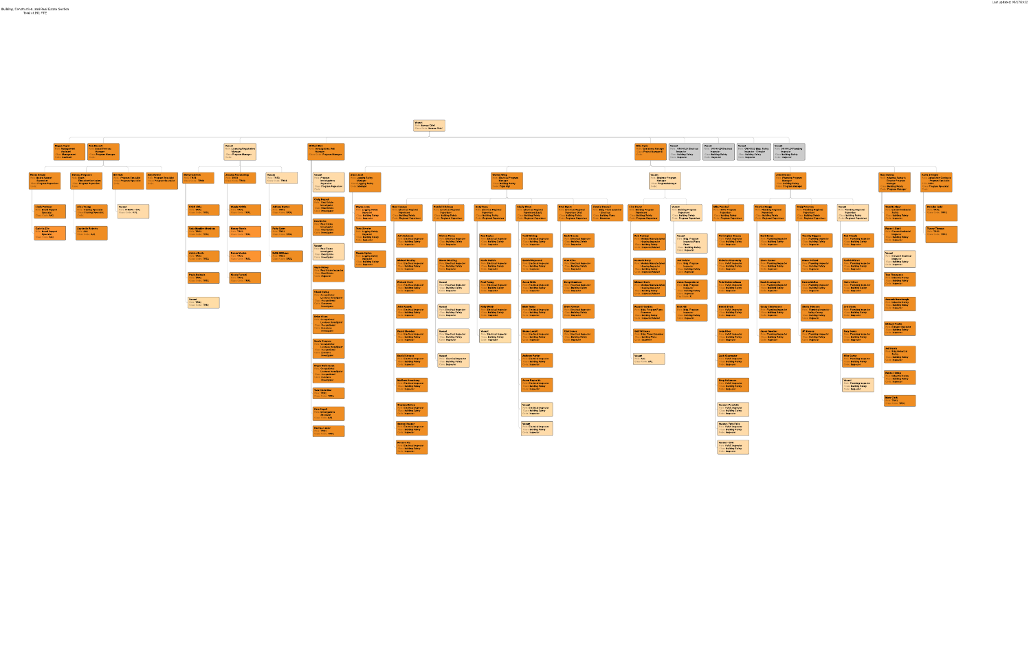Building, Construction, and Real Estate Section

Total of 191 FTE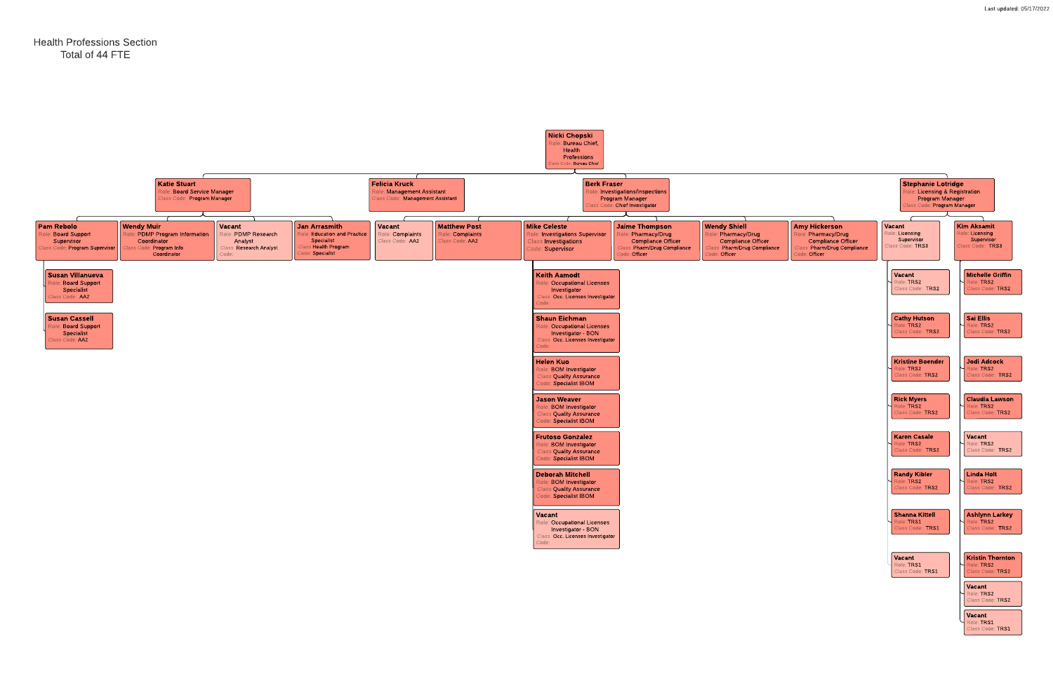Last updated: 05/17/2022

# Health Professions Section
Total of 44 FTE

**Nicki Chopski**
Role: Bureau Chief, Health Professions
Class Code: Bureau Chief

## Katie Stuart
Role: Board Service Manager
Class Code: Program Manager

- **Pam Rebolo** — Role: Board Support Supervisor; Class Code: Program Supervisor
  - **Susan Villanueva** — Role: Board Support Specialist; Class Code: AA2
  - **Susan Cassell** — Role: Board Support Specialist; Class Code: AA2
- **Wendy Muir** — Role: PDMP Program Information Coordinator; Class Code: Program Info Coordinator
- **Vacant** — Role: PDMP Research Analyst; Class Code: Research Analyst
- **Jan Arrasmith** — Role: Education and Practice Specialist; Class Code: Health Program Specialist

## Felicia Kruck
Role: Management Assistant
Class Code: Management Assistant

## Berk Fraser
Role: Investigations/Inspections Program Manager
Class Code: Chief Investigator

- **Vacant** — Role: Complaints; Class Code: AA2
- **Matthew Post** — Role: Complaints; Class Code: AA2
- **Mike Celeste** — Role: Investigations Supervisor; Class Code: Investigations Supervisor
  - **Keith Aamodt** — Role: Occupational Licenses Investigator; Class Code: Occ. Licenses Investigator
  - **Shaun Eichman** — Role: Occupational Licenses Investigator - BON; Class Code: Occ. Licenses Investigator
  - **Helen Kuo** — Role: BOM Investigator; Class Code: Quality Assurance Specialist IBOM
  - **Jason Weaver** — Role: BOM Investigator; Class Code: Quality Assurance Specialist IBOM
  - **Frutoso Gonzalez** — Role: BOM Investigator; Class Code: Quality Assurance Specialist IBOM
  - **Deborah Mitchell** — Role: BOM Investigator; Class Code: Quality Assurance Specialist IBOM
  - **Vacant** — Role: Occupational Licenses Investigator - BON; Class Code: Occ. Licenses Investigator
- **Jaime Thompson** — Role: Pharmacy/Drug Compliance Officer; Class Code: Pharm/Drug Compliance Officer
- **Wendy Shiell** — Role: Pharmacy/Drug Compliance Officer; Class Code: Pharm/Drug Compliance Officer
- **Amy Hickerson** — Role: Pharmacy/Drug Compliance Officer; Class Code: Pharm/Drug Compliance Officer

## Stephanie Lotridge
Role: Licensing & Registration Program Manager
Class Code: Program Manager

- **Vacant** — Role: Licensing Supervisor; Class Code: TRS3
  - **Vacant** — Role: TRS2; Class Code: TRS2
  - **Cathy Hutson** — Role: TRS2; Class Code: TRS2
  - **Kristine Boender** — Role: TRS2; Class Code: TRS2
  - **Rick Myers** — Role: TRS2; Class Code: TRS2
  - **Karen Casale** — Role: TRS2; Class Code: TRS2
  - **Randy Kibler** — Role: TRS2; Class Code: TRS2
  - **Shanna Kittell** — Role: TRS1; Class Code: TRS1
  - **Vacant** — Role: TRS1; Class Code: TRS1
- **Kim Aksamit** — Role: Licensing Supervisor; Class Code: TRS3
  - **Michelle Griffin** — Role: TRS2; Class Code: TRS2
  - **Sai Ellis** — Role: TRS2; Class Code: TRS2
  - **Jodi Adcock** — Role: TRS2; Class Code: TRS2
  - **Claudia Lawson** — Role: TRS2; Class Code: TRS2
  - **Vacant** — Role: TRS2; Class Code: TRS2
  - **Linda Holt** — Role: TRS2; Class Code: TRS2
  - **Ashlynn Larkey** — Role: TRS2; Class Code: TRS2
  - **Kristin Thornton** — Role: TRS2; Class Code: TRS2
  - **Vacant** — Role: TRS2; Class Code: TRS2
  - **Vacant** — Role: TRS1; Class Code: TRS1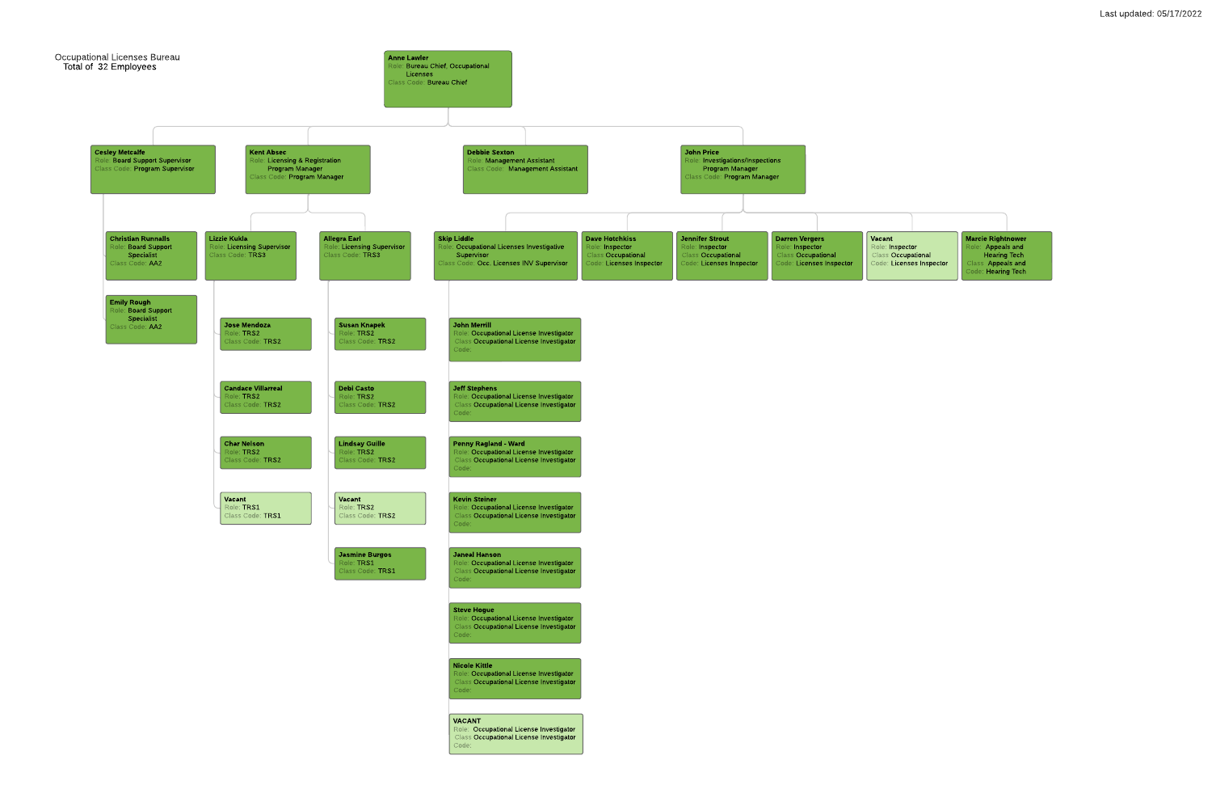Last updated: 05/17/2022

Occupational Licenses Bureau
Total of 32 Employees

**Anne Lawler**
Role: Bureau Chief, Occupational Licenses
Class Code: Bureau Chief

**Cesley Metcalfe**
Role: Board Support Supervisor
Class Code: Program Supervisor

- **Christian Runnalls**
  Role: Board Support Specialist
  Class Code: AA2
- **Emily Rough**
  Role: Board Support Specialist
  Class Code: AA2

**Kent Absec**
Role: Licensing & Registration Program Manager
Class Code: Program Manager

- **Lizzie Kukla**
  Role: Licensing Supervisor
  Class Code: TRS3
  - **Jose Mendoza**
    Role: TRS2
    Class Code: TRS2
  - **Candace Villarreal**
    Role: TRS2
    Class Code: TRS2
  - **Char Nelson**
    Role: TRS2
    Class Code: TRS2
  - **Vacant**
    Role: TRS1
    Class Code: TRS1
- **Allegra Earl**
  Role: Licensing Supervisor
  Class Code: TRS3
  - **Susan Knapek**
    Role: TRS2
    Class Code: TRS2
  - **Debi Casto**
    Role: TRS2
    Class Code: TRS2
  - **Lindsay Guille**
    Role: TRS2
    Class Code: TRS2
  - **Vacant**
    Role: TRS2
    Class Code: TRS2
  - **Jasmine Burgos**
    Role: TRS1
    Class Code: TRS1

**Debbie Sexton**
Role: Management Assistant
Class Code: Management Assistant

**John Price**
Role: Investigations/Inspections Program Manager
Class Code: Program Manager

- **Skip Liddle**
  Role: Occupational Licenses Investigative Supervisor
  Class Code: Occ. Licenses INV Supervisor
  - **John Merrill**
    Role: Occupational License Investigator
    Class Code: Occupational License Investigator
  - **Jeff Stephens**
    Role: Occupational License Investigator
    Class Code: Occupational License Investigator
  - **Penny Ragland - Ward**
    Role: Occupational License Investigator
    Class Code: Occupational License Investigator
  - **Kevin Steiner**
    Role: Occupational License Investigator
    Class Code: Occupational License Investigator
  - **Janeal Hanson**
    Role: Occupational License Investigator
    Class Code: Occupational License Investigator
  - **Steve Hogue**
    Role: Occupational License Investigator
    Class Code: Occupational License Investigator
  - **Nicole Kittle**
    Role: Occupational License Investigator
    Class Code: Occupational License Investigator
  - **VACANT**
    Role: Occupational License Investigator
    Class Code: Occupational License Investigator
- **Dave Hotchkiss**
  Role: Inspector
  Class Code: Occupational Licenses Inspector
- **Jennifer Strout**
  Role: Inspector
  Class Code: Occupational Licenses Inspector
- **Darren Vergers**
  Role: Inspector
  Class Code: Occupational Licenses Inspector
- **Vacant**
  Role: Inspector
  Class Code: Occupational Licenses Inspector
- **Marcie Rightnower**
  Role: Appeals and Hearing Tech
  Class Code: Appeals and Hearing Tech